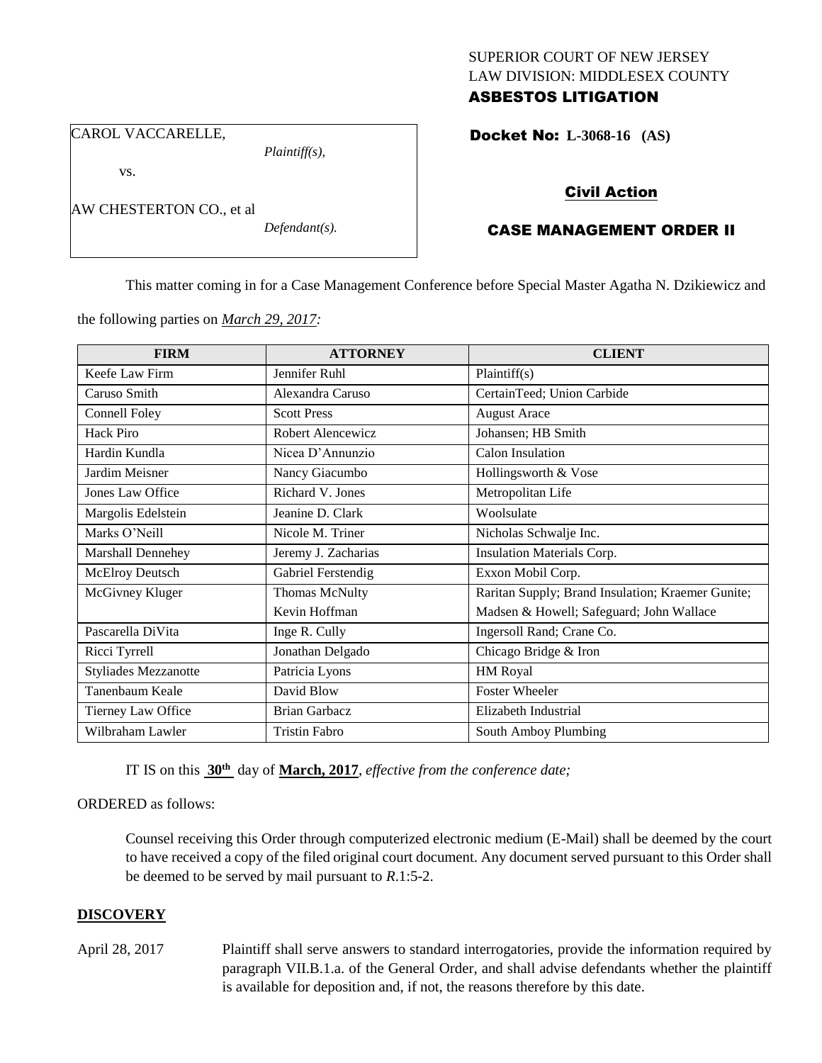SUPERIOR COURT OF NEW JERSEY
LAW DIVISION: MIDDLESEX COUNTY
**ASBESTOS LITIGATION**

CAROL VACCARELLE,
*Plaintiff(s),*

vs.

AW CHESTERTON CO., et al
*Defendant(s).*

**Docket No: L-3068-16 (AS)**

**Civil Action**

**CASE MANAGEMENT ORDER II**

This matter coming in for a Case Management Conference before Special Master Agatha N. Dzikiewicz and the following parties on *March 29, 2017:*

| FIRM | ATTORNEY | CLIENT |
|---|---|---|
| Keefe Law Firm | Jennifer Ruhl | Plaintiff(s) |
| Caruso Smith | Alexandra Caruso | CertainTeed; Union Carbide |
| Connell Foley | Scott Press | August Arace |
| Hack Piro | Robert Alencewicz | Johansen; HB Smith |
| Hardin Kundla | Nicea D'Annunzio | Calon Insulation |
| Jardim Meisner | Nancy Giacumbo | Hollingsworth & Vose |
| Jones Law Office | Richard V. Jones | Metropolitan Life |
| Margolis Edelstein | Jeanine D. Clark | Woolsulate |
| Marks O'Neill | Nicole M. Triner | Nicholas Schwalje Inc. |
| Marshall Dennehey | Jeremy J. Zacharias | Insulation Materials Corp. |
| McElroy Deutsch | Gabriel Ferstendig | Exxon Mobil Corp. |
| McGivney Kluger | Thomas McNulty<br>Kevin Hoffman | Raritan Supply; Brand Insulation; Kraemer Gunite; Madsen & Howell; Safeguard; John Wallace |
| Pascarella DiVita | Inge R. Cully | Ingersoll Rand; Crane Co. |
| Ricci Tyrrell | Jonathan Delgado | Chicago Bridge & Iron |
| Styliades Mezzanotte | Patricia Lyons | HM Royal |
| Tanenbaum Keale | David Blow | Foster Wheeler |
| Tierney Law Office | Brian Garbacz | Elizabeth Industrial |
| Wilbraham Lawler | Tristin Fabro | South Amboy Plumbing |

IT IS on this **30th** day of **March, 2017**, *effective from the conference date;*

ORDERED as follows:

Counsel receiving this Order through computerized electronic medium (E-Mail) shall be deemed by the court to have received a copy of the filed original court document. Any document served pursuant to this Order shall be deemed to be served by mail pursuant to *R*.1:5-2.

## **DISCOVERY**

April 28, 2017 — Plaintiff shall serve answers to standard interrogatories, provide the information required by paragraph VII.B.1.a. of the General Order, and shall advise defendants whether the plaintiff is available for deposition and, if not, the reasons therefore by this date.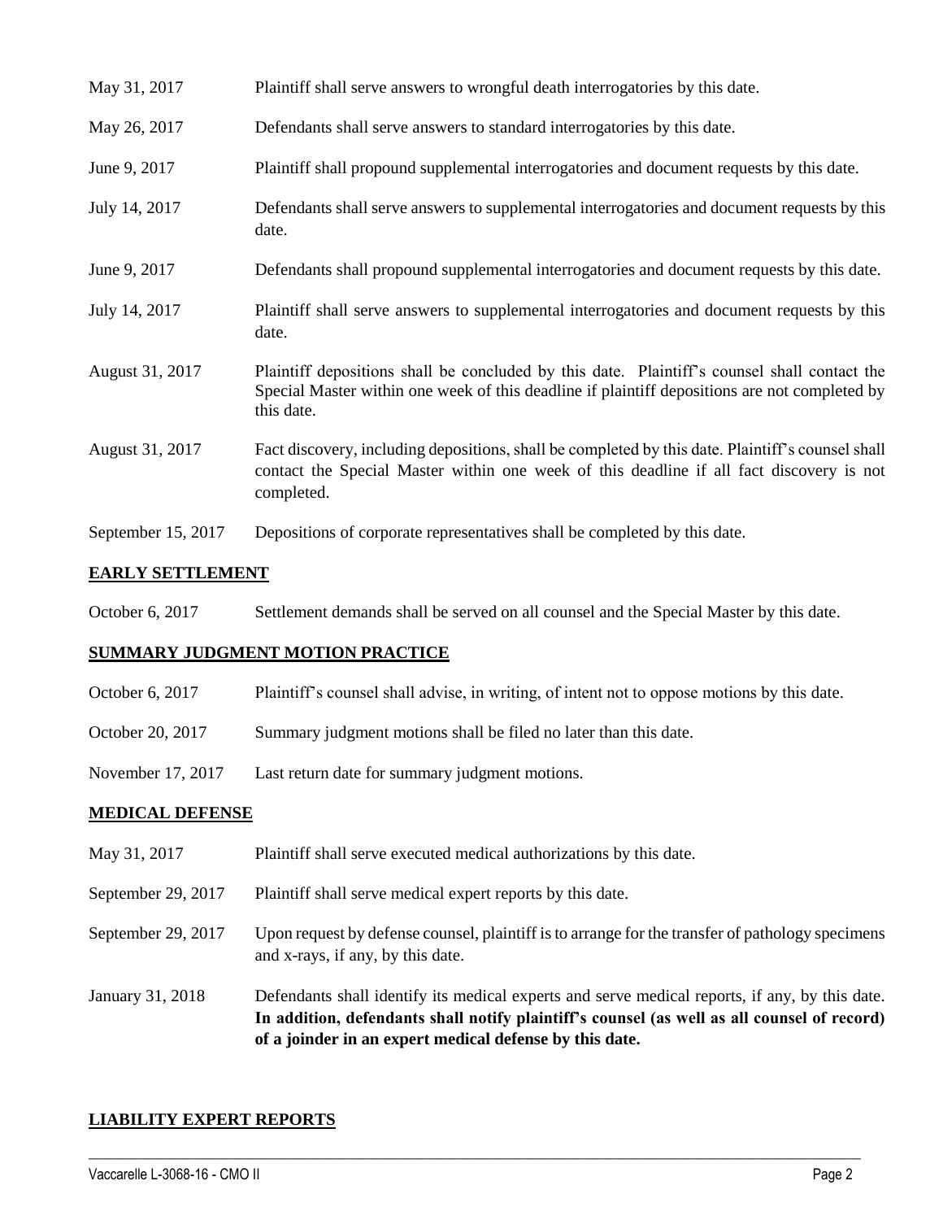| | |
|---|---|
| May 31, 2017 | Plaintiff shall serve answers to wrongful death interrogatories by this date. |
| May 26, 2017 | Defendants shall serve answers to standard interrogatories by this date. |
| June 9, 2017 | Plaintiff shall propound supplemental interrogatories and document requests by this date. |
| July 14, 2017 | Defendants shall serve answers to supplemental interrogatories and document requests by this date. |
| June 9, 2017 | Defendants shall propound supplemental interrogatories and document requests by this date. |
| July 14, 2017 | Plaintiff shall serve answers to supplemental interrogatories and document requests by this date. |
| August 31, 2017 | Plaintiff depositions shall be concluded by this date. Plaintiff's counsel shall contact the Special Master within one week of this deadline if plaintiff depositions are not completed by this date. |
| August 31, 2017 | Fact discovery, including depositions, shall be completed by this date. Plaintiff's counsel shall contact the Special Master within one week of this deadline if all fact discovery is not completed. |
| September 15, 2017 | Depositions of corporate representatives shall be completed by this date. |

## EARLY SETTLEMENT

| | |
|---|---|
| October 6, 2017 | Settlement demands shall be served on all counsel and the Special Master by this date. |

## SUMMARY JUDGMENT MOTION PRACTICE

| | |
|---|---|
| October 6, 2017 | Plaintiff's counsel shall advise, in writing, of intent not to oppose motions by this date. |
| October 20, 2017 | Summary judgment motions shall be filed no later than this date. |
| November 17, 2017 | Last return date for summary judgment motions. |

## MEDICAL DEFENSE

| | |
|---|---|
| May 31, 2017 | Plaintiff shall serve executed medical authorizations by this date. |
| September 29, 2017 | Plaintiff shall serve medical expert reports by this date. |
| September 29, 2017 | Upon request by defense counsel, plaintiff is to arrange for the transfer of pathology specimens and x-rays, if any, by this date. |
| January 31, 2018 | Defendants shall identify its medical experts and serve medical reports, if any, by this date. **In addition, defendants shall notify plaintiff's counsel (as well as all counsel of record) of a joinder in an expert medical defense by this date.** |

## LIABILITY EXPERT REPORTS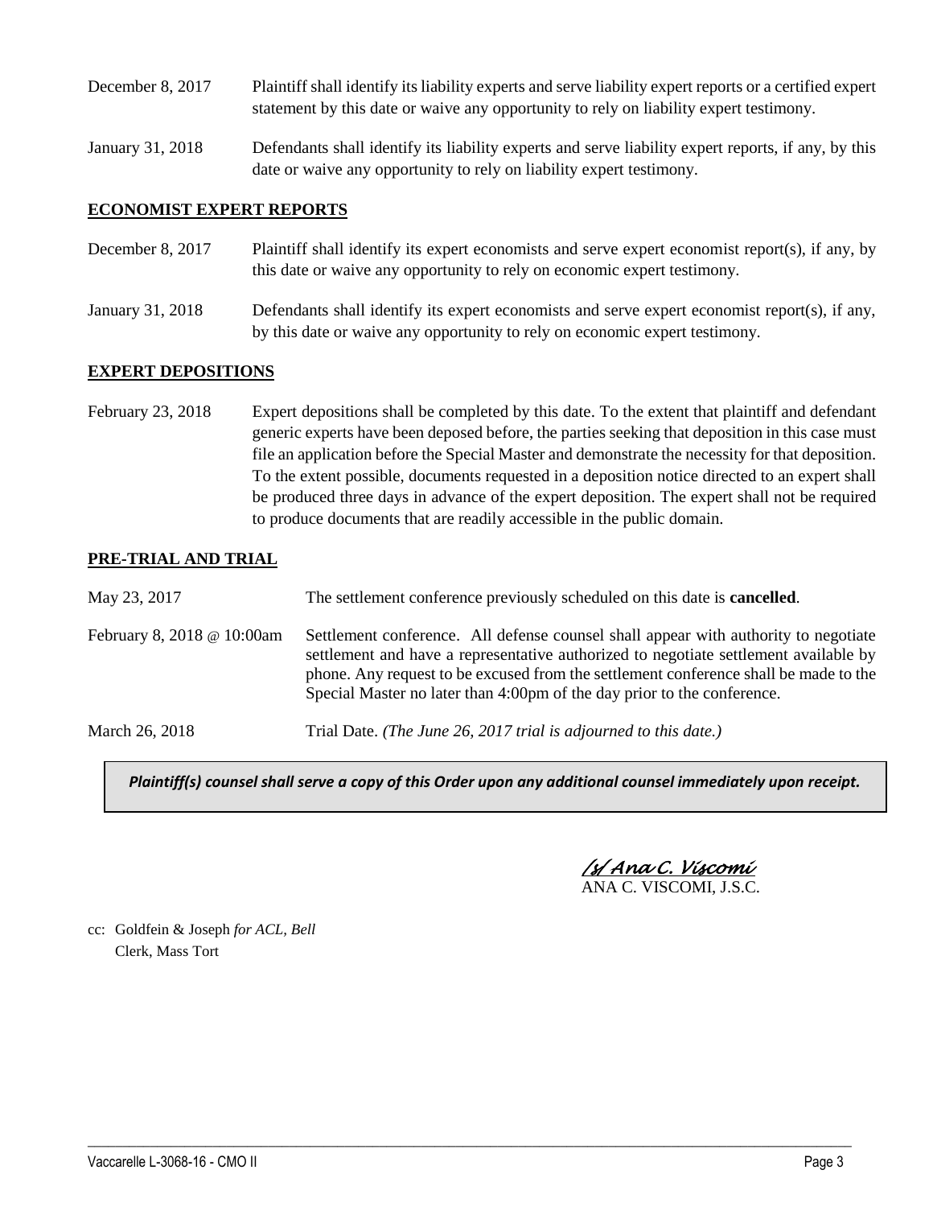| | |
|---|---|
| December 8, 2017 | Plaintiff shall identify its liability experts and serve liability expert reports or a certified expert statement by this date or waive any opportunity to rely on liability expert testimony. |
| January 31, 2018 | Defendants shall identify its liability experts and serve liability expert reports, if any, by this date or waive any opportunity to rely on liability expert testimony. |

## **ECONOMIST EXPERT REPORTS**

| | |
|---|---|
| December 8, 2017 | Plaintiff shall identify its expert economists and serve expert economist report(s), if any, by this date or waive any opportunity to rely on economic expert testimony. |
| January 31, 2018 | Defendants shall identify its expert economists and serve expert economist report(s), if any, by this date or waive any opportunity to rely on economic expert testimony. |

## **EXPERT DEPOSITIONS**

| | |
|---|---|
| February 23, 2018 | Expert depositions shall be completed by this date. To the extent that plaintiff and defendant generic experts have been deposed before, the parties seeking that deposition in this case must file an application before the Special Master and demonstrate the necessity for that deposition. To the extent possible, documents requested in a deposition notice directed to an expert shall be produced three days in advance of the expert deposition. The expert shall not be required to produce documents that are readily accessible in the public domain. |

## **PRE-TRIAL AND TRIAL**

| | |
|---|---|
| May 23, 2017 | The settlement conference previously scheduled on this date is **cancelled**. |
| February 8, 2018 @ 10:00am | Settlement conference. All defense counsel shall appear with authority to negotiate settlement and have a representative authorized to negotiate settlement available by phone. Any request to be excused from the settlement conference shall be made to the Special Master no later than 4:00pm of the day prior to the conference. |
| March 26, 2018 | Trial Date. *(The June 26, 2017 trial is adjourned to this date.)* |

***Plaintiff(s) counsel shall serve a copy of this Order upon any additional counsel immediately upon receipt.***

*/s/ Ana C. Viscomi*
ANA C. VISCOMI, J.S.C.

cc: Goldfein & Joseph *for ACL, Bell*
Clerk, Mass Tort